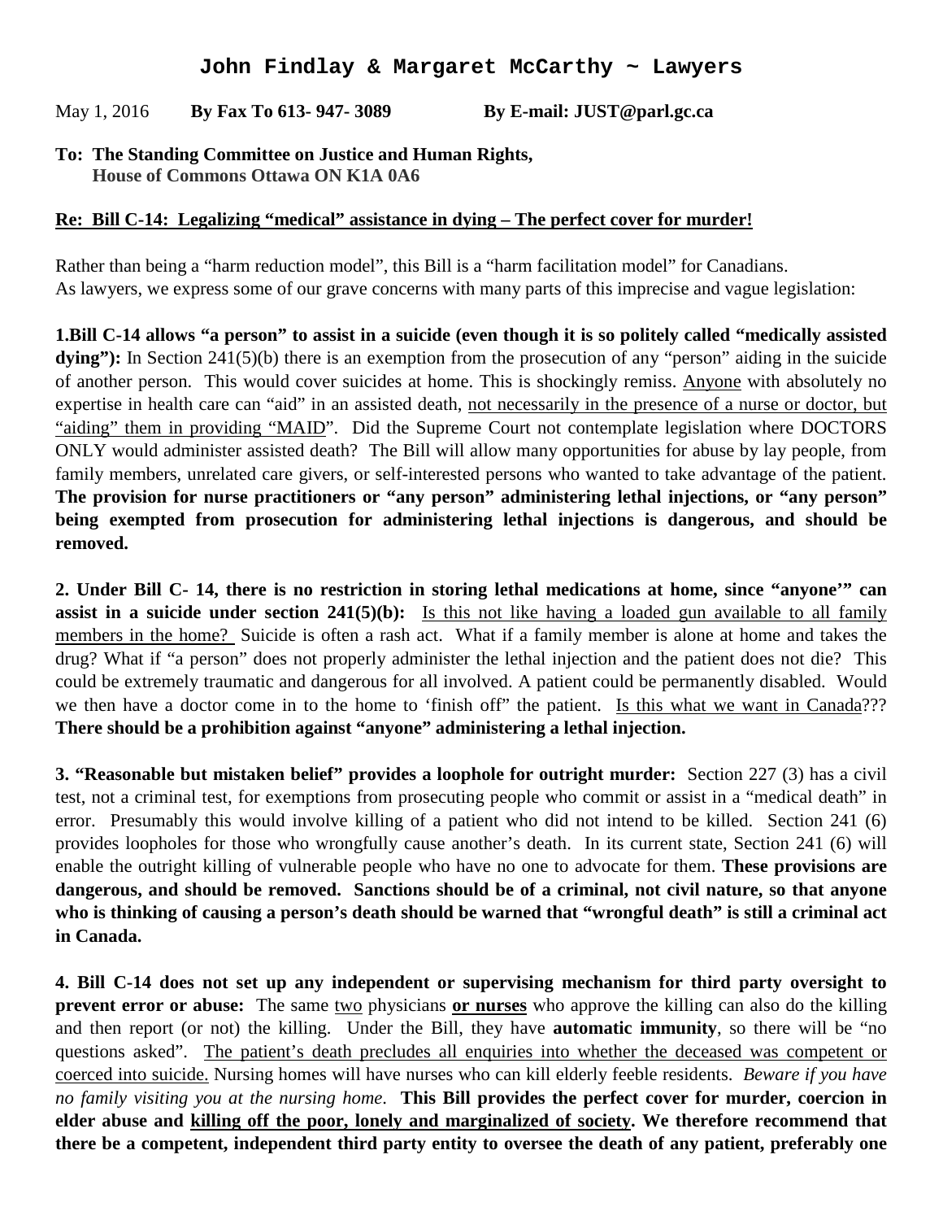# John Findlay & Margaret McCarthy ~ Lawyers

May 1, 2016 **By Fax To 613- 947- 3089** **By E-mail: JUST@parl.gc.ca**

**To: The Standing Committee on Justice and Human Rights,**
**House of Commons Ottawa ON K1A 0A6**

**Re: Bill C-14: Legalizing "medical" assistance in dying – The perfect cover for murder!**

Rather than being a "harm reduction model", this Bill is a "harm facilitation model" for Canadians.
As lawyers, we express some of our grave concerns with many parts of this imprecise and vague legislation:

**1.Bill C-14 allows "a person" to assist in a suicide (even though it is so politely called "medically assisted dying"):** In Section 241(5)(b) there is an exemption from the prosecution of any "person" aiding in the suicide of another person. This would cover suicides at home. This is shockingly remiss. Anyone with absolutely no expertise in health care can "aid" in an assisted death, not necessarily in the presence of a nurse or doctor, but "aiding" them in providing "MAID". Did the Supreme Court not contemplate legislation where DOCTORS ONLY would administer assisted death? The Bill will allow many opportunities for abuse by lay people, from family members, unrelated care givers, or self-interested persons who wanted to take advantage of the patient. **The provision for nurse practitioners or "any person" administering lethal injections, or "any person" being exempted from prosecution for administering lethal injections is dangerous, and should be removed.**

**2. Under Bill C- 14, there is no restriction in storing lethal medications at home, since "anyone'" can assist in a suicide under section 241(5)(b):** Is this not like having a loaded gun available to all family members in the home? Suicide is often a rash act. What if a family member is alone at home and takes the drug? What if "a person" does not properly administer the lethal injection and the patient does not die? This could be extremely traumatic and dangerous for all involved. A patient could be permanently disabled. Would we then have a doctor come in to the home to 'finish off" the patient. Is this what we want in Canada??? **There should be a prohibition against "anyone" administering a lethal injection.**

**3. "Reasonable but mistaken belief" provides a loophole for outright murder:** Section 227 (3) has a civil test, not a criminal test, for exemptions from prosecuting people who commit or assist in a "medical death" in error. Presumably this would involve killing of a patient who did not intend to be killed. Section 241 (6) provides loopholes for those who wrongfully cause another's death. In its current state, Section 241 (6) will enable the outright killing of vulnerable people who have no one to advocate for them. **These provisions are dangerous, and should be removed. Sanctions should be of a criminal, not civil nature, so that anyone who is thinking of causing a person's death should be warned that "wrongful death" is still a criminal act in Canada.**

**4. Bill C-14 does not set up any independent or supervising mechanism for third party oversight to prevent error or abuse:** The same two physicians **or nurses** who approve the killing can also do the killing and then report (or not) the killing. Under the Bill, they have **automatic immunity**, so there will be "no questions asked". The patient's death precludes all enquiries into whether the deceased was competent or coerced into suicide. Nursing homes will have nurses who can kill elderly feeble residents. *Beware if you have no family visiting you at the nursing home.* **This Bill provides the perfect cover for murder, coercion in elder abuse and killing off the poor, lonely and marginalized of society. We therefore recommend that there be a competent, independent third party entity to oversee the death of any patient, preferably one**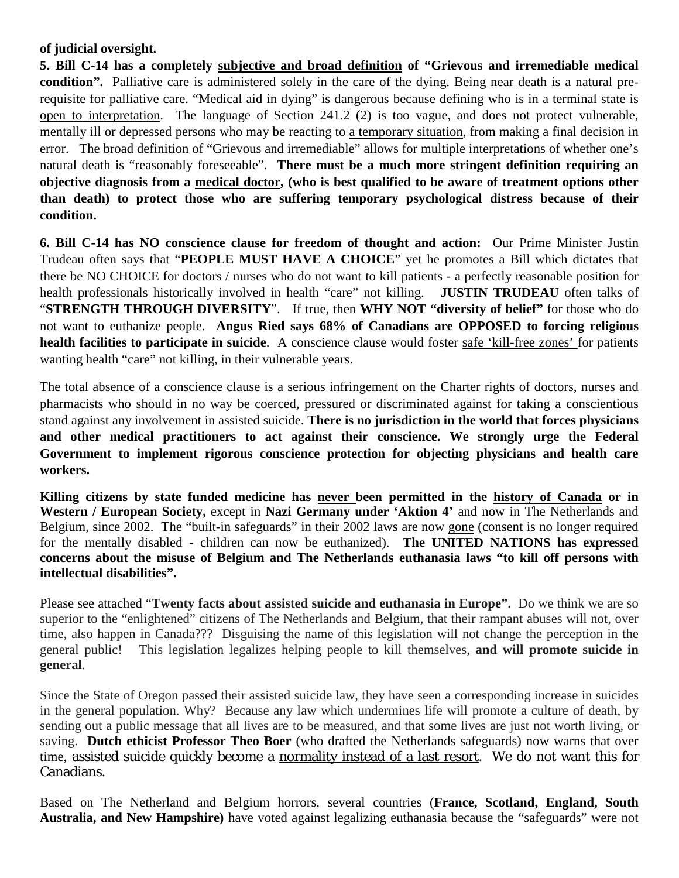**of judicial oversight.**

**5. Bill C-14 has a completely <u>subjective and broad definition</u> of "Grievous and irremediable medical condition".** Palliative care is administered solely in the care of the dying. Being near death is a natural pre-requisite for palliative care. "Medical aid in dying" is dangerous because defining who is in a terminal state is <u>open to interpretation</u>. The language of Section 241.2 (2) is too vague, and does not protect vulnerable, mentally ill or depressed persons who may be reacting to <u>a temporary situation</u>, from making a final decision in error. The broad definition of "Grievous and irremediable" allows for multiple interpretations of whether one's natural death is "reasonably foreseeable". **There must be a much more stringent definition requiring an objective diagnosis from a <u>medical doctor</u>, (who is best qualified to be aware of treatment options other than death) to protect those who are suffering temporary psychological distress because of their condition.**

**6. Bill C-14 has NO conscience clause for freedom of thought and action:** Our Prime Minister Justin Trudeau often says that "**PEOPLE MUST HAVE A CHOICE**" yet he promotes a Bill which dictates that there be NO CHOICE for doctors / nurses who do not want to kill patients - a perfectly reasonable position for health professionals historically involved in health "care" not killing. **JUSTIN TRUDEAU** often talks of "**STRENGTH THROUGH DIVERSITY**". If true, then **WHY NOT "diversity of belief"** for those who do not want to euthanize people. **Angus Ried says 68% of Canadians are OPPOSED to forcing religious health facilities to participate in suicide**. A conscience clause would foster <u>safe 'kill-free zones'</u> for patients wanting health "care" not killing, in their vulnerable years.

The total absence of a conscience clause is a <u>serious infringement on the Charter rights of doctors, nurses and pharmacists</u> who should in no way be coerced, pressured or discriminated against for taking a conscientious stand against any involvement in assisted suicide. **There is no jurisdiction in the world that forces physicians and other medical practitioners to act against their conscience. We strongly urge the Federal Government to implement rigorous conscience protection for objecting physicians and health care workers.**

**Killing citizens by state funded medicine has <u>never</u> been permitted in the <u>history of Canada</u> or in Western / European Society,** except in **Nazi Germany under 'Aktion 4'** and now in The Netherlands and Belgium, since 2002. The "built-in safeguards" in their 2002 laws are now <u>gone</u> (consent is no longer required for the mentally disabled - children can now be euthanized). **The UNITED NATIONS has expressed concerns about the misuse of Belgium and The Netherlands euthanasia laws "to kill off persons with intellectual disabilities".**

Please see attached "**Twenty facts about assisted suicide and euthanasia in Europe".** Do we think we are so superior to the "enlightened" citizens of The Netherlands and Belgium, that their rampant abuses will not, over time, also happen in Canada??? Disguising the name of this legislation will not change the perception in the general public! This legislation legalizes helping people to kill themselves, **and will promote suicide in general**.

Since the State of Oregon passed their assisted suicide law, they have seen a corresponding increase in suicides in the general population. Why? Because any law which undermines life will promote a culture of death, by sending out a public message that <u>all lives are to be measured</u>, and that some lives are just not worth living, or saving. **Dutch ethicist Professor Theo Boer** (who drafted the Netherlands safeguards) now warns that over time, assisted suicide quickly become a <u>normality instead of a last resort</u>. We do not want this for Canadians.

Based on The Netherland and Belgium horrors, several countries (**France, Scotland, England, South Australia, and New Hampshire)** have voted <u>against legalizing euthanasia because the "safeguards" were not</u>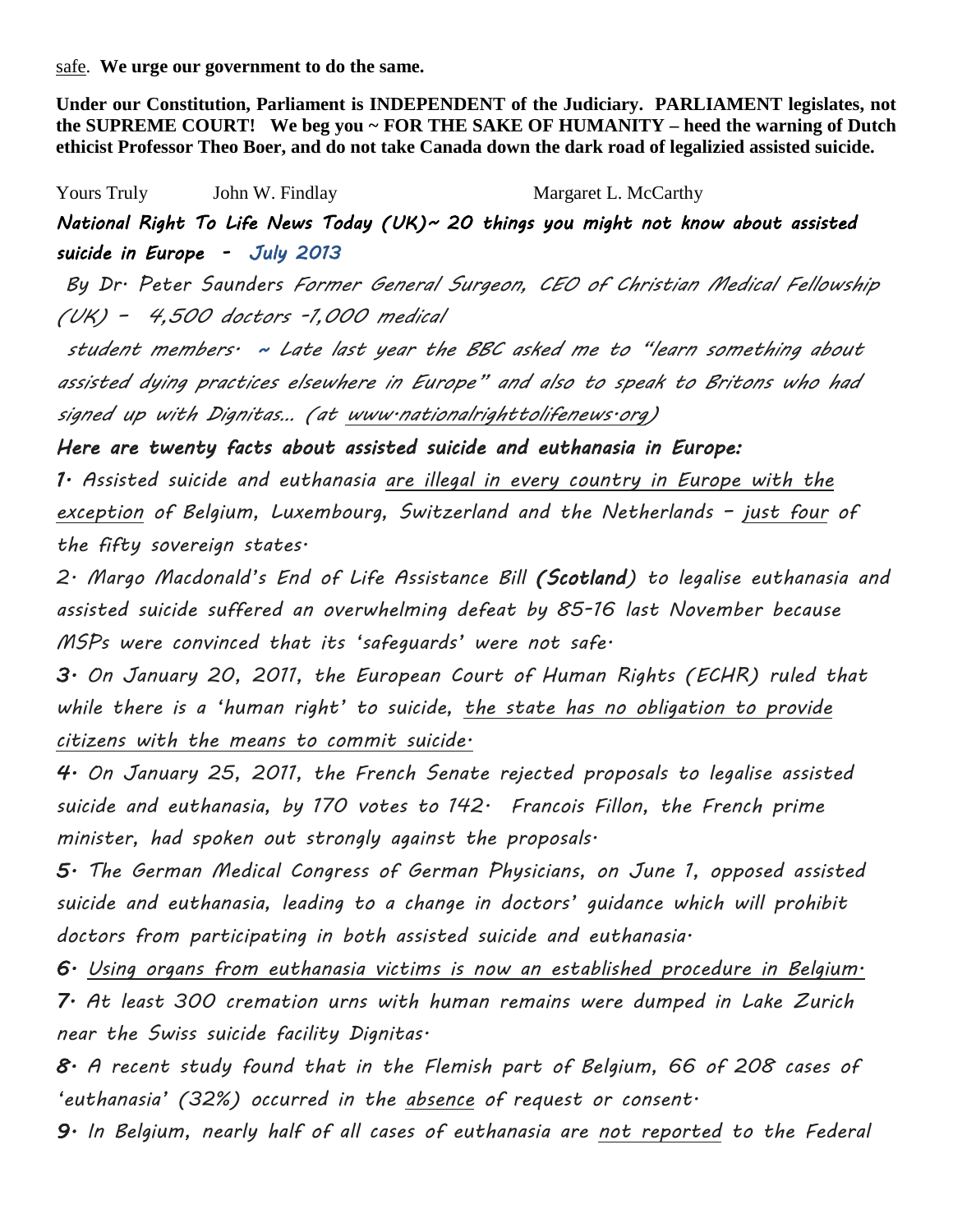safe. **We urge our government to do the same.**

**Under our Constitution, Parliament is INDEPENDENT of the Judiciary. PARLIAMENT legislates, not the SUPREME COURT! We beg you ~ FOR THE SAKE OF HUMANITY – heed the warning of Dutch ethicist Professor Theo Boer, and do not take Canada down the dark road of legalizied assisted suicide.**

Yours Truly John W. Findlay Margaret L. McCarthy

***National Right To Life News Today (UK)~ 20 things you might not know about assisted suicide in Europe - July 2013***

*By Dr. Peter Saunders Former General Surgeon, CEO of Christian Medical Fellowship (UK) – 4,500 doctors -1,000 medical student members. ~ Late last year the BBC asked me to "learn something about assisted dying practices elsewhere in Europe" and also to speak to Britons who had signed up with Dignitas... (at www.nationalrighttolifenews.org)*

***Here are twenty facts about assisted suicide and euthanasia in Europe:***

***1.*** *Assisted suicide and euthanasia are illegal in every country in Europe with the exception of Belgium, Luxembourg, Switzerland and the Netherlands – just four of the fifty sovereign states.*

*2. Margo Macdonald's End of Life Assistance Bill **(Scotland)** to legalise euthanasia and assisted suicide suffered an overwhelming defeat by 85-16 last November because MSPs were convinced that its 'safeguards' were not safe.*

***3.*** *On January 20, 2011, the European Court of Human Rights (ECHR) ruled that while there is a 'human right' to suicide, the state has no obligation to provide citizens with the means to commit suicide.*

***4.*** *On January 25, 2011, the French Senate rejected proposals to legalise assisted suicide and euthanasia, by 170 votes to 142. Francois Fillon, the French prime minister, had spoken out strongly against the proposals.*

***5.*** *The German Medical Congress of German Physicians, on June 1, opposed assisted suicide and euthanasia, leading to a change in doctors' guidance which will prohibit doctors from participating in both assisted suicide and euthanasia.*

***6.*** *Using organs from euthanasia victims is now an established procedure in Belgium.*

***7.*** *At least 300 cremation urns with human remains were dumped in Lake Zurich near the Swiss suicide facility Dignitas.*

***8.*** *A recent study found that in the Flemish part of Belgium, 66 of 208 cases of 'euthanasia' (32%) occurred in the absence of request or consent.*

***9.*** *In Belgium, nearly half of all cases of euthanasia are not reported to the Federal*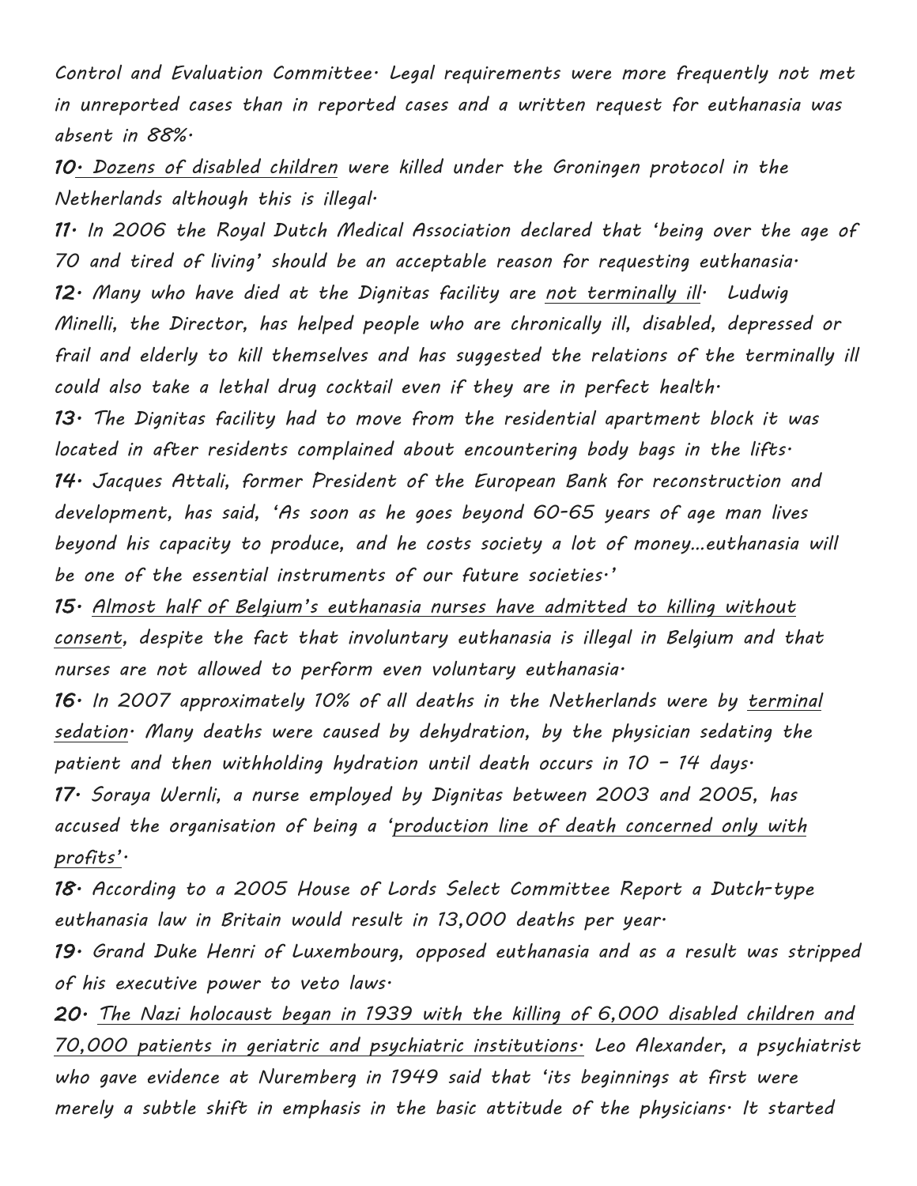*Control and Evaluation Committee. Legal requirements were more frequently not met in unreported cases than in reported cases and a written request for euthanasia was absent in 88%.*

***10.*** *Dozens of disabled children were killed under the Groningen protocol in the Netherlands although this is illegal.*

***11.*** *In 2006 the Royal Dutch Medical Association declared that 'being over the age of 70 and tired of living' should be an acceptable reason for requesting euthanasia.*

***12.*** *Many who have died at the Dignitas facility are not terminally ill. Ludwig Minelli, the Director, has helped people who are chronically ill, disabled, depressed or frail and elderly to kill themselves and has suggested the relations of the terminally ill could also take a lethal drug cocktail even if they are in perfect health.*

***13.*** *The Dignitas facility had to move from the residential apartment block it was located in after residents complained about encountering body bags in the lifts.*

***14.*** *Jacques Attali, former President of the European Bank for reconstruction and development, has said, 'As soon as he goes beyond 60-65 years of age man lives beyond his capacity to produce, and he costs society a lot of money...euthanasia will be one of the essential instruments of our future societies.'*

***15.*** *Almost half of Belgium's euthanasia nurses have admitted to killing without consent, despite the fact that involuntary euthanasia is illegal in Belgium and that nurses are not allowed to perform even voluntary euthanasia.*

***16.*** *In 2007 approximately 10% of all deaths in the Netherlands were by terminal sedation. Many deaths were caused by dehydration, by the physician sedating the patient and then withholding hydration until death occurs in 10 – 14 days.*

***17.*** *Soraya Wernli, a nurse employed by Dignitas between 2003 and 2005, has accused the organisation of being a 'production line of death concerned only with profits'.*

***18.*** *According to a 2005 House of Lords Select Committee Report a Dutch-type euthanasia law in Britain would result in 13,000 deaths per year.*

***19.*** *Grand Duke Henri of Luxembourg, opposed euthanasia and as a result was stripped of his executive power to veto laws.*

***20.*** *The Nazi holocaust began in 1939 with the killing of 6,000 disabled children and 70,000 patients in geriatric and psychiatric institutions. Leo Alexander, a psychiatrist who gave evidence at Nuremberg in 1949 said that 'its beginnings at first were merely a subtle shift in emphasis in the basic attitude of the physicians. It started*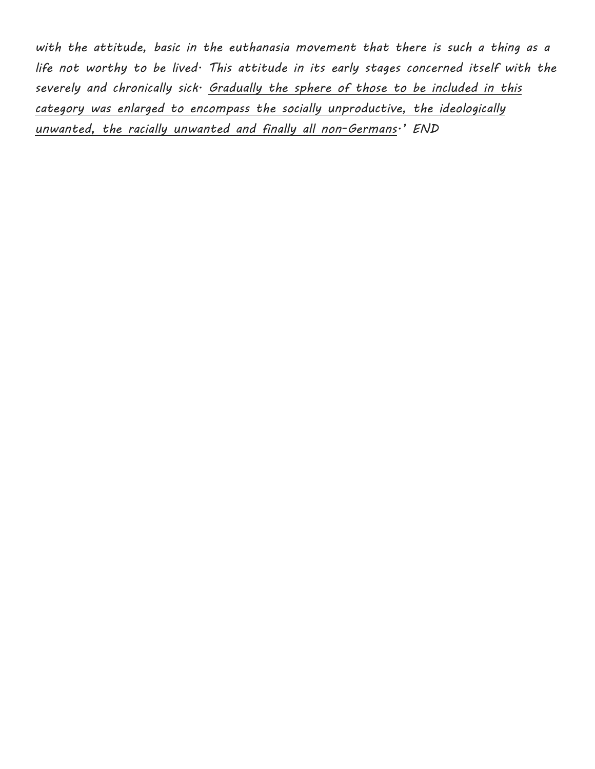*with the attitude, basic in the euthanasia movement that there is such a thing as a life not worthy to be lived. This attitude in its early stages concerned itself with the severely and chronically sick. <u>Gradually the sphere of those to be included in this category was enlarged to encompass the socially unproductive, the ideologically unwanted, the racially unwanted and finally all non-Germans</u>.' END*